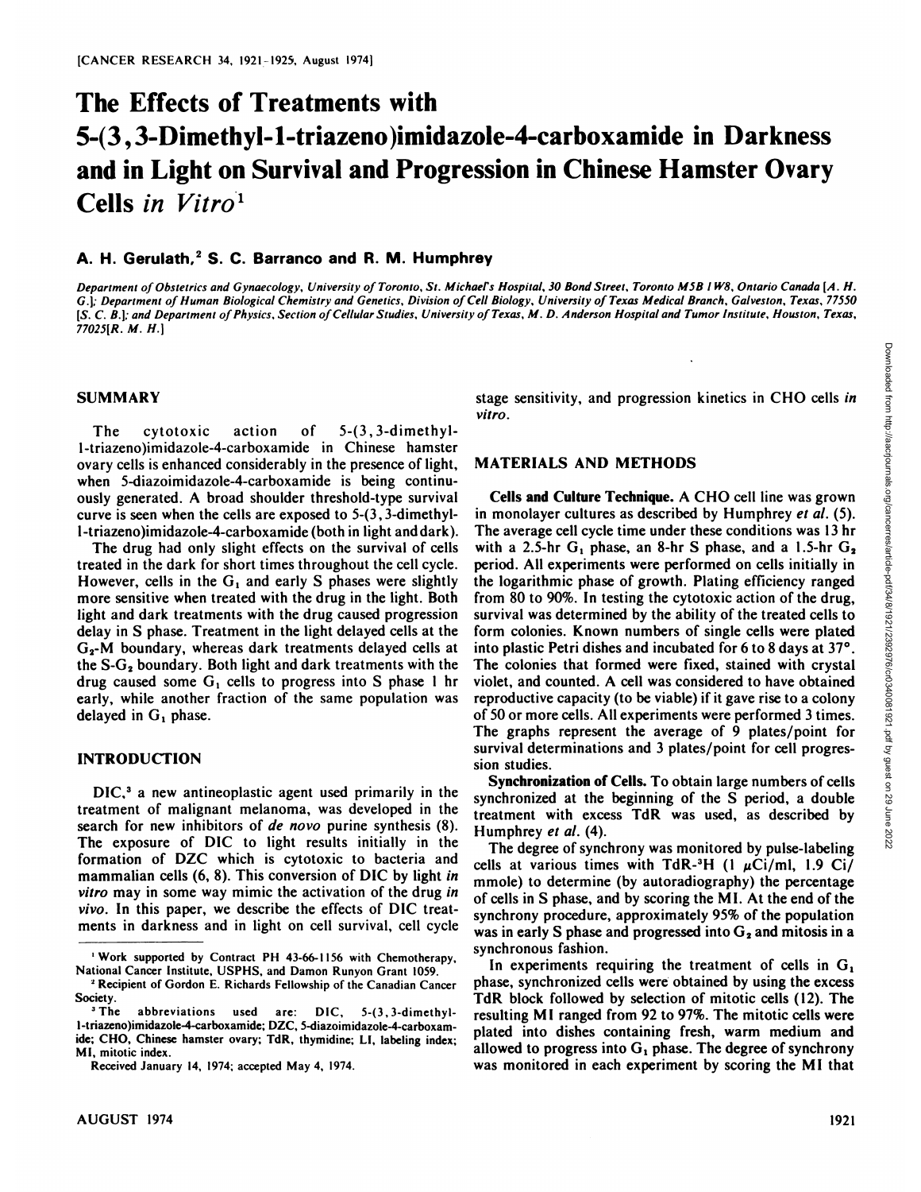# The Effects of Treatments with 5-(3,3-Dimethyl-1-triazeno)imidazole-4-carboxamide in Darkness and in Light on Survival and Progression in Chinese Hamster Ovary Cells *in Vitro*[1]

**A. H. Gerulath,[2] S. C. Barranco and R. M. Humphrey**

*Department of Obstetrics and Gynaecology, University of Toronto, St. Michael's Hospital, 30 Bond Street, Toronto M5B 1W8, Ontario Canada [A. H. G.]; Department of Human Biological Chemistry and Genetics, Division of Cell Biology, University of Texas Medical Branch, Galveston, Texas, 77550 [S. C. B.]; and Department of Physics, Section of Cellular Studies, University of Texas, M. D. Anderson Hospital and Tumor Institute, Houston, Texas, 77025 [R. M. H.]*

## SUMMARY

The cytotoxic action of 5-(3,3-dimethyl-1-triazeno)imidazole-4-carboxamide in Chinese hamster ovary cells is enhanced considerably in the presence of light, when 5-diazoimidazole-4-carboxamide is being continuously generated. A broad shoulder threshold-type survival curve is seen when the cells are exposed to 5-(3,3-dimethyl-1-triazeno)imidazole-4-carboxamide (both in light and dark).

The drug had only slight effects on the survival of cells treated in the dark for short times throughout the cell cycle. However, cells in the $G_1$ and early S phases were slightly more sensitive when treated with the drug in the light. Both light and dark treatments with the drug caused progression delay in S phase. Treatment in the light delayed cells at the $G_2$-M boundary, whereas dark treatments delayed cells at the S-$G_2$ boundary. Both light and dark treatments with the drug caused some $G_1$ cells to progress into S phase 1 hr early, while another fraction of the same population was delayed in $G_1$ phase.

## INTRODUCTION

DIC,[3] a new antineoplastic agent used primarily in the treatment of malignant melanoma, was developed in the search for new inhibitors of *de novo* purine synthesis (8). The exposure of DIC to light results initially in the formation of DZC which is cytotoxic to bacteria and mammalian cells (6, 8). This conversion of DIC by light *in vitro* may in some way mimic the activation of the drug *in vivo*. In this paper, we describe the effects of DIC treatments in darkness and in light on cell survival, cell cycle stage sensitivity, and progression kinetics in CHO cells *in vitro*.

## MATERIALS AND METHODS

**Cells and Culture Technique.** A CHO cell line was grown in monolayer cultures as described by Humphrey *et al.* (5). The average cell cycle time under these conditions was 13 hr with a 2.5-hr $G_1$ phase, an 8-hr S phase, and a 1.5-hr $G_2$ period. All experiments were performed on cells initially in the logarithmic phase of growth. Plating efficiency ranged from 80 to 90%. In testing the cytotoxic action of the drug, survival was determined by the ability of the treated cells to form colonies. Known numbers of single cells were plated into plastic Petri dishes and incubated for 6 to 8 days at 37°. The colonies that formed were fixed, stained with crystal violet, and counted. A cell was considered to have obtained reproductive capacity (to be viable) if it gave rise to a colony of 50 or more cells. All experiments were performed 3 times. The graphs represent the average of 9 plates/point for survival determinations and 3 plates/point for cell progression studies.

**Synchronization of Cells.** To obtain large numbers of cells synchronized at the beginning of the S period, a double treatment with excess TdR was used, as described by Humphrey *et al.* (4).

The degree of synchrony was monitored by pulse-labeling cells at various times with TdR-$^3$H (1 $\mu$Ci/ml, 1.9 Ci/mmole) to determine (by autoradiography) the percentage of cells in S phase, and by scoring the MI. At the end of the synchrony procedure, approximately 95% of the population was in early S phase and progressed into $G_2$ and mitosis in a synchronous fashion.

In experiments requiring the treatment of cells in $G_1$ phase, synchronized cells were obtained by using the excess TdR block followed by selection of mitotic cells (12). The resulting MI ranged from 92 to 97%. The mitotic cells were plated into dishes containing fresh, warm medium and allowed to progress into $G_1$ phase. The degree of synchrony was monitored in each experiment by scoring the MI that

---

[1] Work supported by Contract PH 43-66-1156 with Chemotherapy, National Cancer Institute, USPHS, and Damon Runyon Grant 1059.

[2] Recipient of Gordon E. Richards Fellowship of the Canadian Cancer Society.

[3] The abbreviations used are: DIC, 5-(3,3-dimethyl-1-triazeno)imidazole-4-carboxamide; DZC, 5-diazoimidazole-4-carboxamide; CHO, Chinese hamster ovary; TdR, thymidine; LI, labeling index; MI, mitotic index.

Received January 14, 1974; accepted May 4, 1974.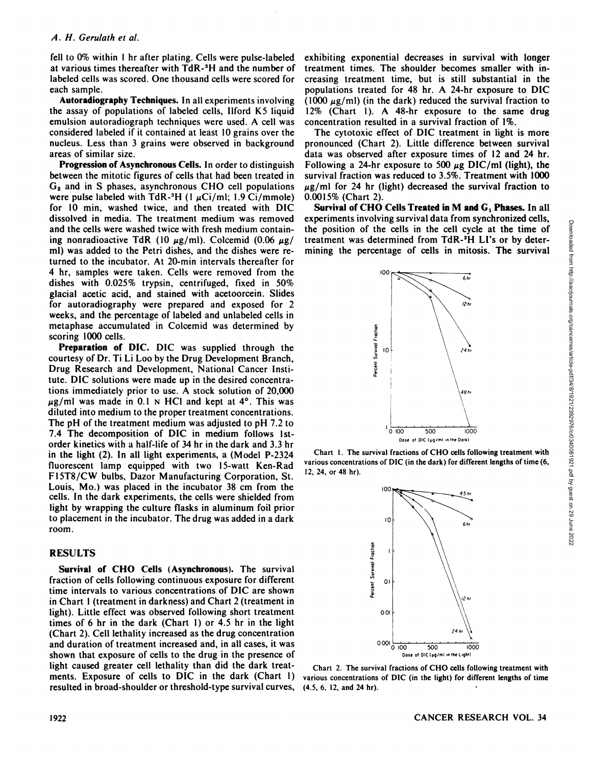fell to 0% within 1 hr after plating. Cells were pulse-labeled at various times thereafter with TdR-$^3$H and the number of labeled cells was scored. One thousand cells were scored for each sample.

**Autoradiography Techniques.** In all experiments involving the assay of populations of labeled cells, Ilford K5 liquid emulsion autoradiograph techniques were used. A cell was considered labeled if it contained at least 10 grains over the nucleus. Less than 3 grains were observed in background areas of similar size.

**Progression of Asynchronous Cells.** In order to distinguish between the mitotic figures of cells that had been treated in $G_2$ and in S phases, asynchronous CHO cell populations were pulse labeled with TdR-$^3$H (1 $\mu$Ci/ml; 1.9 Ci/mmole) for 10 min, washed twice, and then treated with DIC dissolved in media. The treatment medium was removed and the cells were washed twice with fresh medium containing nonradioactive TdR (10 $\mu$g/ml). Colcemid (0.06 $\mu$g/ml) was added to the Petri dishes, and the dishes were returned to the incubator. At 20-min intervals thereafter for 4 hr, samples were taken. Cells were removed from the dishes with 0.025% trypsin, centrifuged, fixed in 50% glacial acetic acid, and stained with acetoorcein. Slides for autoradiography were prepared and exposed for 2 weeks, and the percentage of labeled and unlabeled cells in metaphase accumulated in Colcemid was determined by scoring 1000 cells.

**Preparation of DIC.** DIC was supplied through the courtesy of Dr. Ti Li Loo by the Drug Development Branch, Drug Research and Development, National Cancer Institute. DIC solutions were made up in the desired concentrations immediately prior to use. A stock solution of 20,000 $\mu$g/ml was made in 0.1 N HCl and kept at 4°. This was diluted into medium to the proper treatment concentrations. The pH of the treatment medium was adjusted to pH 7.2 to 7.4 The decomposition of DIC in medium follows 1st-order kinetics with a half-life of 34 hr in the dark and 3.3 hr in the light (2). In all light experiments, a (Model P-2324 fluorescent lamp equipped with two 15-watt Ken-Rad F15T8/CW bulbs, Dazor Manufacturing Corporation, St. Louis, Mo.) was placed in the incubator 38 cm from the cells. In the dark experiments, the cells were shielded from light by wrapping the culture flasks in aluminum foil prior to placement in the incubator. The drug was added in a dark room.

## RESULTS

**Survival of CHO Cells (Asynchronous).** The survival fraction of cells following continuous exposure for different time intervals to various concentrations of DIC are shown in Chart 1 (treatment in darkness) and Chart 2 (treatment in light). Little effect was observed following short treatment times of 6 hr in the dark (Chart 1) or 4.5 hr in the light (Chart 2). Cell lethality increased as the drug concentration and duration of treatment increased and, in all cases, it was shown that exposure of cells to the drug in the presence of light caused greater cell lethality than did the dark treatments. Exposure of cells to DIC in the dark (Chart 1) resulted in broad-shoulder or threshold-type survival curves, exhibiting exponential decreases in survival with longer treatment times. The shoulder becomes smaller with increasing treatment time, but is still substantial in the populations treated for 48 hr. A 24-hr exposure to DIC (1000 $\mu$g/ml) (in the dark) reduced the survival fraction to 12% (Chart 1). A 48-hr exposure to the same drug concentration resulted in a survival fraction of 1%.

The cytotoxic effect of DIC treatment in light is more pronounced (Chart 2). Little difference between survival data was observed after exposure times of 12 and 24 hr. Following a 24-hr exposure to 500 $\mu$g DIC/ml (light), the survival fraction was reduced to 3.5%. Treatment with 1000 $\mu$g/ml for 24 hr (light) decreased the survival fraction to 0.0015% (Chart 2).

**Survival of CHO Cells Treated in M and $G_1$ Phases.** In all experiments involving survival data from synchronized cells, the position of the cells in the cell cycle at the time of treatment was determined from TdR-$^3$H LI's or by determining the percentage of cells in mitosis. The survival

Chart 1. The survival fractions of CHO cells following treatment with various concentrations of DIC (in the dark) for different lengths of time (6, 12, 24, or 48 hr).

Chart 2. The survival fractions of CHO cells following treatment with various concentrations of DIC (in the light) for different lengths of time (4.5, 6, 12, and 24 hr).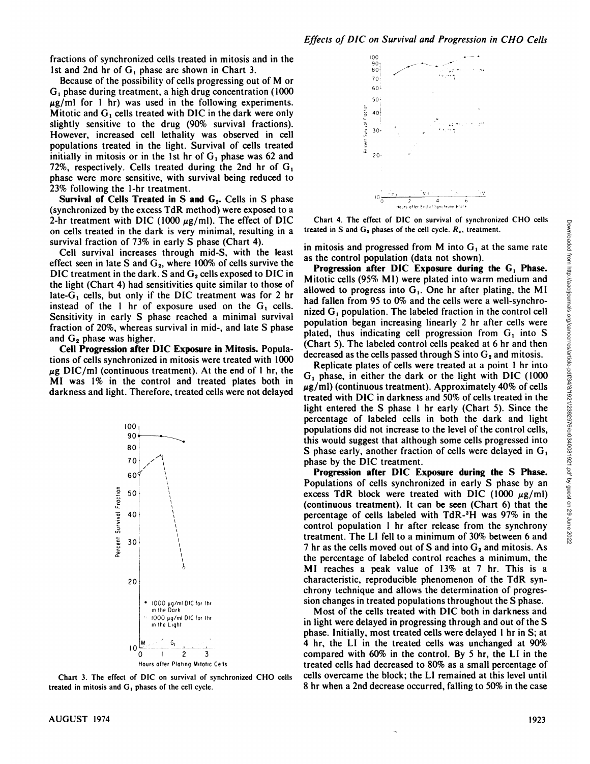fractions of synchronized cells treated in mitosis and in the 1st and 2nd hr of $G_1$ phase are shown in Chart 3.

Because of the possibility of cells progressing out of M or $G_1$ phase during treatment, a high drug concentration (1000 $\mu$g/ml for 1 hr) was used in the following experiments. Mitotic and $G_1$ cells treated with DIC in the dark were only slightly sensitive to the drug (90% survival fractions). However, increased cell lethality was observed in cell populations treated in the light. Survival of cells treated initially in mitosis or in the 1st hr of $G_1$ phase was 62 and 72%, respectively. Cells treated during the 2nd hr of $G_1$ phase were more sensitive, with survival being reduced to 23% following the 1-hr treatment.

**Survival of Cells Treated in S and $G_2$.** Cells in S phase (synchronized by the excess TdR method) were exposed to a 2-hr treatment with DIC (1000 $\mu$g/ml). The effect of DIC on cells treated in the dark is very minimal, resulting in a survival fraction of 73% in early S phase (Chart 4).

Cell survival increases through mid-S, with the least effect seen in late S and $G_2$, where 100% of cells survive the DIC treatment in the dark. S and $G_2$ cells exposed to DIC in the light (Chart 4) had sensitivities quite similar to those of late-$G_1$ cells, but only if the DIC treatment was for 2 hr instead of the 1 hr of exposure used on the $G_1$ cells. Sensitivity in early S phase reached a minimal survival fraction of 20%, whereas survival in mid-, and late S phase and $G_2$ phase was higher.

**Cell Progression after DIC Exposure in Mitosis.** Populations of cells synchronized in mitosis were treated with 1000 $\mu$g DIC/ml (continuous treatment). At the end of 1 hr, the MI was 1% in the control and treated plates both in darkness and light. Therefore, treated cells were not delayed

Chart 3. The effect of DIC on survival of synchronized CHO cells treated in mitosis and $G_1$ phases of the cell cycle.

Chart 4. The effect of DIC on survival of synchronized CHO cells treated in S and $G_2$ phases of the cell cycle. $R_x$, treatment.

in mitosis and progressed from M into $G_1$ at the same rate as the control population (data not shown).

**Progression after DIC Exposure during the $G_1$ Phase.** Mitotic cells (95% MI) were plated into warm medium and allowed to progress into $G_1$. One hr after plating, the MI had fallen from 95 to 0% and the cells were a well-synchronized $G_1$ population. The labeled fraction in the control cell population began increasing linearly 2 hr after cells were plated, thus indicating cell progression from $G_1$ into S (Chart 5). The labeled control cells peaked at 6 hr and then decreased as the cells passed through S into $G_2$ and mitosis.

Replicate plates of cells were treated at a point 1 hr into $G_1$ phase, in either the dark or the light with DIC (1000 $\mu$g/ml) (continuous treatment). Approximately 40% of cells treated with DIC in darkness and 50% of cells treated in the light entered the S phase 1 hr early (Chart 5). Since the percentage of labeled cells in both the dark and light populations did not increase to the level of the control cells, this would suggest that although some cells progressed into S phase early, another fraction of cells were delayed in $G_1$ phase by the DIC treatment.

**Progression after DIC Exposure during the S Phase.** Populations of cells synchronized in early S phase by an excess TdR block were treated with DIC (1000 $\mu$g/ml) (continuous treatment). It can be seen (Chart 6) that the percentage of cells labeled with TdR-$^3$H was 97% in the control population 1 hr after release from the synchrony treatment. The LI fell to a minimum of 30% between 6 and 7 hr as the cells moved out of S and into $G_2$ and mitosis. As the percentage of labeled control cells reaches a minimum, the MI reaches a peak value of 13% at 7 hr. This is a characteristic, reproducible phenomenon of the TdR synchrony technique and allows the determination of progression changes in treated populations throughout the S phase.

Most of the cells treated with DIC both in darkness and in light were delayed in progressing through and out of the S phase. Initially, most treated cells were delayed 1 hr in S; at 4 hr, the LI in the treated cells was unchanged at 90% compared with 60% in the control. By 5 hr, the LI in the treated cells had decreased to 80% as a small percentage of cells overcame the block; the LI remained at this level until 8 hr when a 2nd decrease occurred, falling to 50% in the case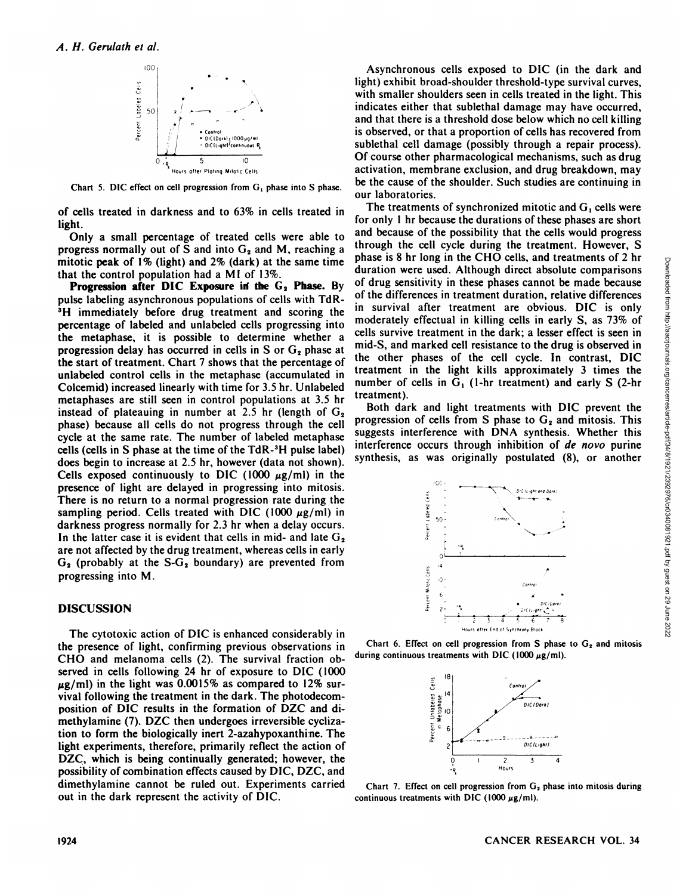Chart 5. DIC effect on cell progression from $G_1$ phase into S phase.

of cells treated in darkness and to 63% in cells treated in light.

Only a small percentage of treated cells were able to progress normally out of S and into $G_2$ and M, reaching a mitotic peak of 1% (light) and 2% (dark) at the same time that the control population had a MI of 13%.

**Progression after DIC Exposure in the $G_2$ Phase.** By pulse labeling asynchronous populations of cells with TdR-$^3$H immediately before drug treatment and scoring the percentage of labeled and unlabeled cells progressing into the metaphase, it is possible to determine whether a progression delay has occurred in cells in S or $G_2$ phase at the start of treatment. Chart 7 shows that the percentage of unlabeled control cells in the metaphase (accumulated in Colcemid) increased linearly with time for 3.5 hr. Unlabeled metaphases are still seen in control populations at 3.5 hr instead of plateauing in number at 2.5 hr (length of $G_2$ phase) because all cells do not progress through the cell cycle at the same rate. The number of labeled metaphase cells (cells in S phase at the time of the TdR-$^3$H pulse label) does begin to increase at 2.5 hr, however (data not shown). Cells exposed continuously to DIC (1000 $\mu$g/ml) in the presence of light are delayed in progressing into mitosis. There is no return to a normal progression rate during the sampling period. Cells treated with DIC (1000 $\mu$g/ml) in darkness progress normally for 2.3 hr when a delay occurs. In the latter case it is evident that cells in mid- and late $G_2$ are not affected by the drug treatment, whereas cells in early $G_2$ (probably at the S-$G_2$ boundary) are prevented from progressing into M.

## DISCUSSION

The cytotoxic action of DIC is enhanced considerably in the presence of light, confirming previous observations in CHO and melanoma cells (2). The survival fraction observed in cells following 24 hr of exposure to DIC (1000 $\mu$g/ml) in the light was 0.0015% as compared to 12% survival following the treatment in the dark. The photodecomposition of DIC results in the formation of DZC and dimethylamine (7). DZC then undergoes irreversible cyclization to form the biologically inert 2-azahypoxanthine. The light experiments, therefore, primarily reflect the action of DZC, which is being continually generated; however, the possibility of combination effects caused by DIC, DZC, and dimethylamine cannot be ruled out. Experiments carried out in the dark represent the activity of DIC.

Asynchronous cells exposed to DIC (in the dark and light) exhibit broad-shoulder threshold-type survival curves, with smaller shoulders seen in cells treated in the light. This indicates either that sublethal damage may have occurred, and that there is a threshold dose below which no cell killing is observed, or that a proportion of cells has recovered from sublethal cell damage (possibly through a repair process). Of course other pharmacological mechanisms, such as drug activation, membrane exclusion, and drug breakdown, may be the cause of the shoulder. Such studies are continuing in our laboratories.

The treatments of synchronized mitotic and $G_1$ cells were for only 1 hr because the durations of these phases are short and because of the possibility that the cells would progress through the cell cycle during the treatment. However, S phase is 8 hr long in the CHO cells, and treatments of 2 hr duration were used. Although direct absolute comparisons of drug sensitivity in these phases cannot be made because of the differences in treatment duration, relative differences in survival after treatment are obvious. DIC is only moderately effectual in killing cells in early S, as 73% of cells survive treatment in the dark; a lesser effect is seen in mid-S, and marked cell resistance to the drug is observed in the other phases of the cell cycle. In contrast, DIC treatment in the light kills approximately 3 times the number of cells in $G_1$ (1-hr treatment) and early S (2-hr treatment).

Both dark and light treatments with DIC prevent the progression of cells from S phase to $G_2$ and mitosis. This suggests interference with DNA synthesis. Whether this interference occurs through inhibition of *de novo* purine synthesis, as was originally postulated (8), or another

Chart 6. Effect on cell progression from S phase to $G_2$ and mitosis during continuous treatments with DIC (1000 $\mu$g/ml).

Chart 7. Effect on cell progression from $G_2$ phase into mitosis during continuous treatments with DIC (1000 $\mu$g/ml).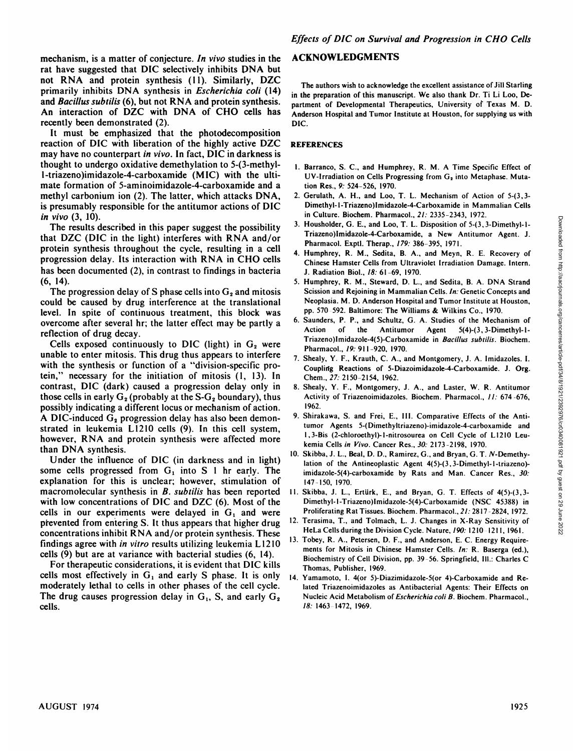mechanism, is a matter of conjecture. *In vivo* studies in the rat have suggested that DIC selectively inhibits DNA but not RNA and protein synthesis (11). Similarly, DZC primarily inhibits DNA synthesis in *Escherichia coli* (14) and *Bacillus subtilis* (6), but not RNA and protein synthesis. An interaction of DZC with DNA of CHO cells has recently been demonstrated (2).

It must be emphasized that the photodecomposition reaction of DIC with liberation of the highly active DZC may have no counterpart *in vivo*. In fact, DIC in darkness is thought to undergo oxidative demethylation to 5-(3-methyl-1-triazeno)imidazole-4-carboxamide (MIC) with the ultimate formation of 5-aminoimidazole-4-carboxamide and a methyl carbonium ion (2). The latter, which attacks DNA, is presumably responsible for the antitumor actions of DIC *in vivo* (3, 10).

The results described in this paper suggest the possibility that DZC (DIC in the light) interferes with RNA and/or protein synthesis throughout the cycle, resulting in a cell progression delay. Its interaction with RNA in CHO cells has been documented (2), in contrast to findings in bacteria (6, 14).

The progression delay of S phase cells into $G_2$ and mitosis could be caused by drug interference at the translational level. In spite of continuous treatment, this block was overcome after several hr; the latter effect may be partly a reflection of drug decay.

Cells exposed continuously to DIC (light) in $G_2$ were unable to enter mitosis. This drug thus appears to interfere with the synthesis or function of a "division-specific protein," necessary for the initiation of mitosis (1, 13). In contrast, DIC (dark) caused a progression delay only in those cells in early $G_2$ (probably at the S-$G_2$ boundary), thus possibly indicating a different locus or mechanism of action. A DIC-induced $G_2$ progression delay has also been demonstrated in leukemia L1210 cells (9). In this cell system, however, RNA and protein synthesis were affected more than DNA synthesis.

Under the influence of DIC (in darkness and in light) some cells progressed from $G_1$ into S 1 hr early. The explanation for this is unclear; however, stimulation of macromolecular synthesis in *B. subtilis* has been reported with low concentrations of DIC and DZC (6). Most of the cells in our experiments were delayed in $G_1$ and were prevented from entering S. It thus appears that higher drug concentrations inhibit RNA and/or protein synthesis. These findings agree with *in vitro* results utilizing leukemia L1210 cells (9) but are at variance with bacterial studies (6, 14).

For therapeutic considerations, it is evident that DIC kills cells most effectively in $G_1$ and early S phase. It is only moderately lethal to cells in other phases of the cell cycle. The drug causes progression delay in $G_1$, S, and early $G_2$ cells.

## ACKNOWLEDGMENTS

The authors wish to acknowledge the excellent assistance of Jill Starling in the preparation of this manuscript. We also thank Dr. Ti Li Loo, Department of Developmental Therapeutics, University of Texas M. D. Anderson Hospital and Tumor Institute at Houston, for supplying us with DIC.

## REFERENCES

1. Barranco, S. C., and Humphrey, R. M. A Time Specific Effect of UV-Irradiation on Cells Progressing from $G_2$ into Metaphase. Mutation Res., *9:* 524-526, 1970.
2. Gerulath, A. H., and Loo, T. L. Mechanism of Action of 5-(3,3-Dimethyl-1-Triazeno)Imidazole-4-Carboxamide in Mammalian Cells in Culture. Biochem. Pharmacol., *21:* 2335-2343, 1972.
3. Housholder, G. E., and Loo, T. L. Disposition of 5-(3,3-Dimethyl-1-Triazeno)Imidazole-4-Carboxamide, a New Antitumor Agent. J. Pharmacol. Exptl. Therap., *179:* 386-395, 1971.
4. Humphrey, R. M., Sedita, B. A., and Meyn, R. E. Recovery of Chinese Hamster Cells from Ultraviolet Irradiation Damage. Intern. J. Radiation Biol., *18:* 61-69, 1970.
5. Humphrey, R. M., Steward, D. L., and Sedita, B. A. DNA Strand Scission and Rejoining in Mammalian Cells. *In:* Genetic Concepts and Neoplasia. M. D. Anderson Hospital and Tumor Institute at Houston, pp. 570-592. Baltimore: The Williams & Wilkins Co., 1970.
6. Saunders, P. P., and Schultz, G. A. Studies of the Mechanism of Action of the Antitumor Agent 5(4)-(3,3-Dimethyl-1-Triazeno)Imidazole-4(5)-Carboxamide in *Bacillus subtilis*. Biochem. Pharmacol., *19:* 911-920, 1970.
7. Shealy, Y. F., Krauth, C. A., and Montgomery, J. A. Imidazoles. I. Coupling Reactions of 5-Diazoimidazole-4-Carboxamide. J. Org. Chem., *27:* 2150-2154, 1962.
8. Shealy, Y. F., Montgomery, J. A., and Laster, W. R. Antitumor Activity of Triazenoimidazoles. Biochem. Pharmacol., *11:* 674-676, 1962.
9. Shirakawa, S. and Frei, E., III. Comparative Effects of the Antitumor Agents 5-(Dimethyltriazeno)-imidazole-4-carboxamide and 1,3-Bis (2-chloroethyl)-1-nitrosourea on Cell Cycle of L1210 Leukemia Cells *in Vivo*. Cancer Res., *30:* 2173-2198, 1970.
10. Skibba, J. L., Beal, D. D., Ramirez, G., and Bryan, G. T. *N*-Demethylation of the Antineoplastic Agent 4(5)-(3,3-Dimethyl-1-triazeno)-imidazole-5(4)-carboxamide by Rats and Man. Cancer Res., *30:* 147-150, 1970.
11. Skibba, J. L., Ertürk, E., and Bryan, G. T. Effects of 4(5)-(3,3-Dimethyl-1-Triazeno)Imidazole-5(4)-Carboxamide (NSC 45388) in Proliferating Rat Tissues. Biochem. Pharmacol., *21:* 2817-2824, 1972.
12. Terasima, T., and Tolmach, L. J. Changes in X-Ray Sensitivity of HeLa Cells during the Division Cycle. Nature, *190:* 1210-1211, 1961.
13. Tobey, R. A., Petersen, D. F., and Anderson, E. C. Energy Requirements for Mitosis in Chinese Hamster Cells. *In:* R. Baserga (ed.), Biochemistry of Cell Division, pp. 39-56. Springfield, Ill.: Charles C Thomas, Publisher, 1969.
14. Yamamoto, I. 4(or 5)-Diazimidazole-5(or 4)-Carboxamide and Related Triazenoimidazoles as Antibacterial Agents: Their Effects on Nucleic Acid Metabolism of *Escherichia coli B*. Biochem. Pharmacol., *18:* 1463-1472, 1969.